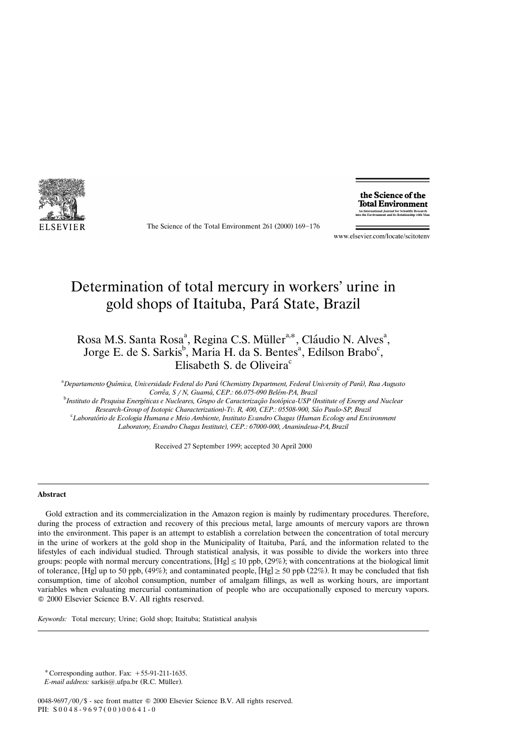# Determination of total mercury in workers' urine in gold shops of Itaituba, Pará State, Brazil

Rosa M.S. Santa Rosa[a], Regina C.S. Müller[a,*], Cláudio N. Alves[a], Jorge E. de S. Sarkis[b], Maria H. da S. Bentes[a], Edilson Brabo[c], Elisabeth S. de Oliveira[c]

[a]*Departamento Química, Universidade Federal do Pará (Chemistry Department, Federal University of Pará), Rua Augusto Corrêa, S / N, Guamá, CEP.: 66.075-090 Belém-PA, Brazil*

[b]*Instituto de Pesquisa Energéticas e Nucleares, Grupo de Caracterização Isotópica-USP (Institute of Energy and Nuclear Research-Group of Isotopic Characterization)-Tv. R, 400, CEP.: 05508-900, São Paulo-SP, Brazil*

[c]*Laboratório de Ecologia Humana e Meio Ambiente, Instituto Evandro Chagas (Human Ecology and Environment Laboratory, Evandro Chagas Institute), CEP.: 67000-000, Ananindeua-PA, Brazil*

Received 27 September 1999; accepted 30 April 2000

## Abstract

Gold extraction and its commercialization in the Amazon region is mainly by rudimentary procedures. Therefore, during the process of extraction and recovery of this precious metal, large amounts of mercury vapors are thrown into the environment. This paper is an attempt to establish a correlation between the concentration of total mercury in the urine of workers at the gold shop in the Municipality of Itaituba, Pará, and the information related to the lifestyles of each individual studied. Through statistical analysis, it was possible to divide the workers into three groups: people with normal mercury concentrations, $[Hg] \leq 10$ ppb, (29%); with concentrations at the biological limit of tolerance, [Hg] up to 50 ppb, (49%); and contaminated people, $[Hg] \geq 50$ ppb (22%). It may be concluded that fish consumption, time of alcohol consumption, number of amalgam fillings, as well as working hours, are important variables when evaluating mercurial contamination of people who are occupationally exposed to mercury vapors.
© 2000 Elsevier Science B.V. All rights reserved.

*Keywords:* Total mercury; Urine; Gold shop; Itaituba; Statistical analysis

---

\* Corresponding author. Fax: +55-91-211-1635.
*E-mail address:* sarkis@.ufpa.br (R.C. Müller).

0048-9697/00/$ - see front matter © 2000 Elsevier Science B.V. All rights reserved.
PII: S0048-9697(00)00641-0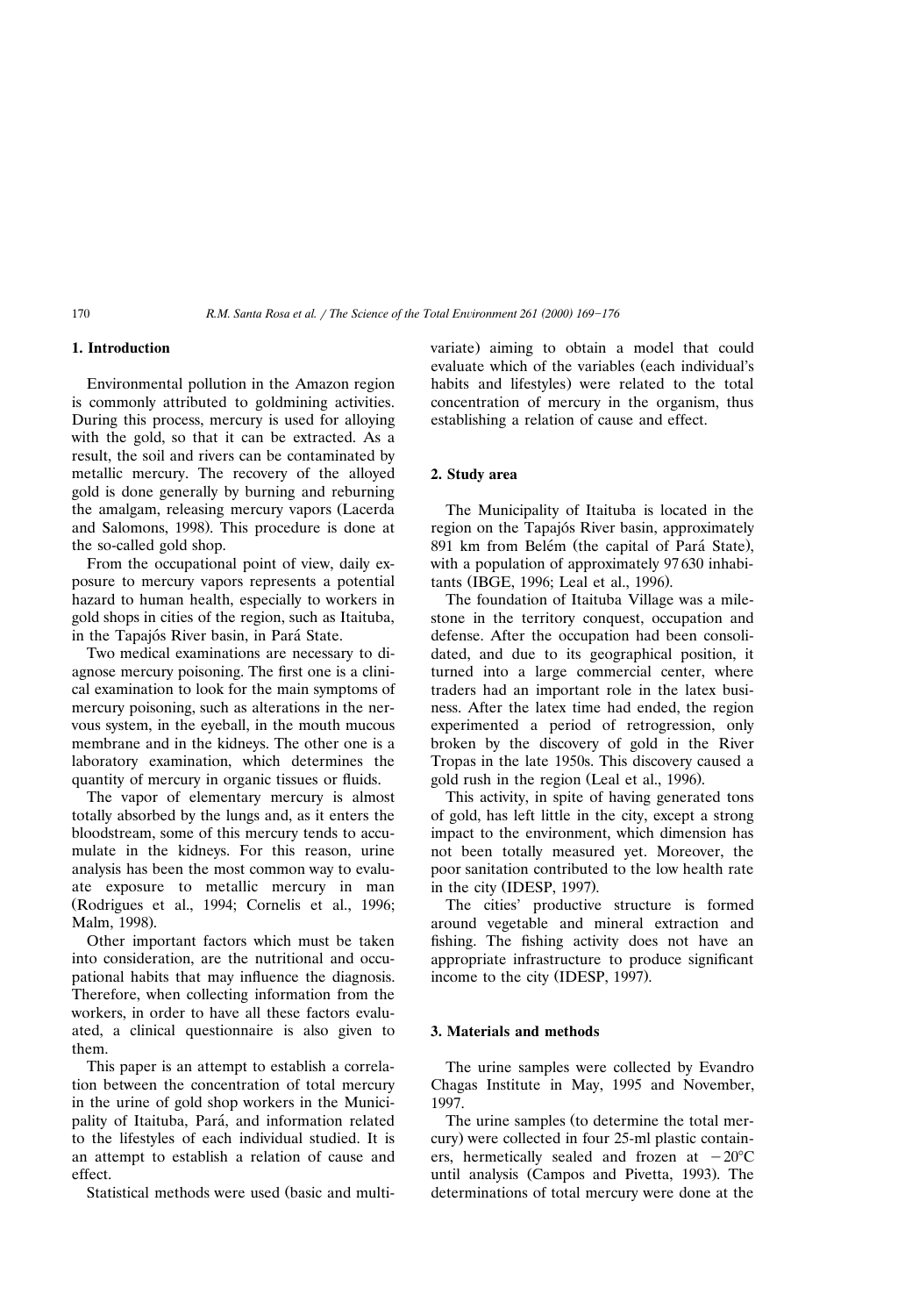## 1. Introduction

Environmental pollution in the Amazon region is commonly attributed to goldmining activities. During this process, mercury is used for alloying with the gold, so that it can be extracted. As a result, the soil and rivers can be contaminated by metallic mercury. The recovery of the alloyed gold is done generally by burning and reburning the amalgam, releasing mercury vapors (Lacerda and Salomons, 1998). This procedure is done at the so-called gold shop.

From the occupational point of view, daily exposure to mercury vapors represents a potential hazard to human health, especially to workers in gold shops in cities of the region, such as Itaituba, in the Tapajós River basin, in Pará State.

Two medical examinations are necessary to diagnose mercury poisoning. The first one is a clinical examination to look for the main symptoms of mercury poisoning, such as alterations in the nervous system, in the eyeball, in the mouth mucous membrane and in the kidneys. The other one is a laboratory examination, which determines the quantity of mercury in organic tissues or fluids.

The vapor of elementary mercury is almost totally absorbed by the lungs and, as it enters the bloodstream, some of this mercury tends to accumulate in the kidneys. For this reason, urine analysis has been the most common way to evaluate exposure to metallic mercury in man (Rodrigues et al., 1994; Cornelis et al., 1996; Malm, 1998).

Other important factors which must be taken into consideration, are the nutritional and occupational habits that may influence the diagnosis. Therefore, when collecting information from the workers, in order to have all these factors evaluated, a clinical questionnaire is also given to them.

This paper is an attempt to establish a correlation between the concentration of total mercury in the urine of gold shop workers in the Municipality of Itaituba, Pará, and information related to the lifestyles of each individual studied. It is an attempt to establish a relation of cause and effect.

Statistical methods were used (basic and multivariate) aiming to obtain a model that could evaluate which of the variables (each individual's habits and lifestyles) were related to the total concentration of mercury in the organism, thus establishing a relation of cause and effect.

## 2. Study area

The Municipality of Itaituba is located in the region on the Tapajós River basin, approximately 891 km from Belém (the capital of Pará State), with a population of approximately 97 630 inhabitants (IBGE, 1996; Leal et al., 1996).

The foundation of Itaituba Village was a milestone in the territory conquest, occupation and defense. After the occupation had been consolidated, and due to its geographical position, it turned into a large commercial center, where traders had an important role in the latex business. After the latex time had ended, the region experimented a period of retrogression, only broken by the discovery of gold in the River Tropas in the late 1950s. This discovery caused a gold rush in the region (Leal et al., 1996).

This activity, in spite of having generated tons of gold, has left little in the city, except a strong impact to the environment, which dimension has not been totally measured yet. Moreover, the poor sanitation contributed to the low health rate in the city (IDESP, 1997).

The cities' productive structure is formed around vegetable and mineral extraction and fishing. The fishing activity does not have an appropriate infrastructure to produce significant income to the city (IDESP, 1997).

## 3. Materials and methods

The urine samples were collected by Evandro Chagas Institute in May, 1995 and November, 1997.

The urine samples (to determine the total mercury) were collected in four 25-ml plastic containers, hermetically sealed and frozen at $-20°C$ until analysis (Campos and Pivetta, 1993). The determinations of total mercury were done at the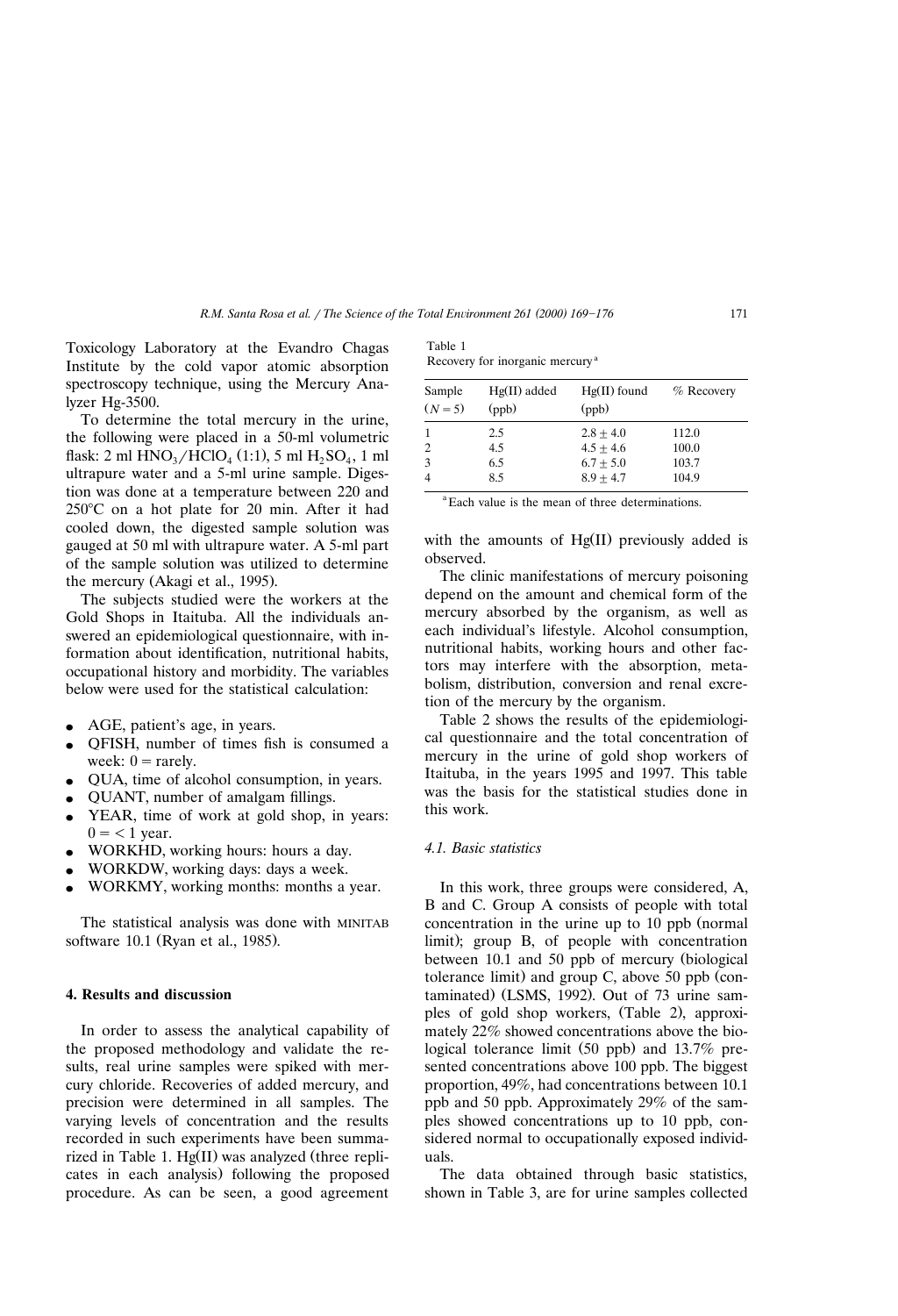Toxicology Laboratory at the Evandro Chagas Institute by the cold vapor atomic absorption spectroscopy technique, using the Mercury Analyzer Hg-3500.

To determine the total mercury in the urine, the following were placed in a 50-ml volumetric flask: 2 ml $HNO_3/HClO_4$ (1:1), 5 ml $H_2SO_4$, 1 ml ultrapure water and a 5-ml urine sample. Digestion was done at a temperature between 220 and 250°C on a hot plate for 20 min. After it had cooled down, the digested sample solution was gauged at 50 ml with ultrapure water. A 5-ml part of the sample solution was utilized to determine the mercury (Akagi et al., 1995).

The subjects studied were the workers at the Gold Shops in Itaituba. All the individuals answered an epidemiological questionnaire, with information about identification, nutritional habits, occupational history and morbidity. The variables below were used for the statistical calculation:

- AGE, patient's age, in years.
- QFISH, number of times fish is consumed a week: 0 = rarely.
- QUA, time of alcohol consumption, in years.
- QUANT, number of amalgam fillings.
- YEAR, time of work at gold shop, in years: 0 = < 1 year.
- WORKHD, working hours: hours a day.
- WORKDW, working days: days a week.
- WORKMY, working months: months a year.

The statistical analysis was done with MINITAB software 10.1 (Ryan et al., 1985).

## 4. Results and discussion

In order to assess the analytical capability of the proposed methodology and validate the results, real urine samples were spiked with mercury chloride. Recoveries of added mercury, and precision were determined in all samples. The varying levels of concentration and the results recorded in such experiments have been summarized in Table 1. Hg(II) was analyzed (three replicates in each analysis) following the proposed procedure. As can be seen, a good agreement with the amounts of Hg(II) previously added is observed.

Table 1
Recovery for inorganic mercury[a]

| Sample ($N = 5$) | Hg(II) added (ppb) | Hg(II) found (ppb) | % Recovery |
|---|---|---|---|
| 1 | 2.5 | $2.8 \pm 4.0$ | 112.0 |
| 2 | 4.5 | $4.5 \pm 4.6$ | 100.0 |
| 3 | 6.5 | $6.7 \pm 5.0$ | 103.7 |
| 4 | 8.5 | $8.9 \pm 4.7$ | 104.9 |

[a] Each value is the mean of three determinations.

The clinic manifestations of mercury poisoning depend on the amount and chemical form of the mercury absorbed by the organism, as well as each individual's lifestyle. Alcohol consumption, nutritional habits, working hours and other factors may interfere with the absorption, metabolism, distribution, conversion and renal excretion of the mercury by the organism.

Table 2 shows the results of the epidemiological questionnaire and the total concentration of mercury in the urine of gold shop workers of Itaituba, in the years 1995 and 1997. This table was the basis for the statistical studies done in this work.

### 4.1. Basic statistics

In this work, three groups were considered, A, B and C. Group A consists of people with total concentration in the urine up to 10 ppb (normal limit); group B, of people with concentration between 10.1 and 50 ppb of mercury (biological tolerance limit) and group C, above 50 ppb (contaminated) (LSMS, 1992). Out of 73 urine samples of gold shop workers, (Table 2), approximately 22% showed concentrations above the biological tolerance limit (50 ppb) and 13.7% presented concentrations above 100 ppb. The biggest proportion, 49%, had concentrations between 10.1 ppb and 50 ppb. Approximately 29% of the samples showed concentrations up to 10 ppb, considered normal to occupationally exposed individuals.

The data obtained through basic statistics, shown in Table 3, are for urine samples collected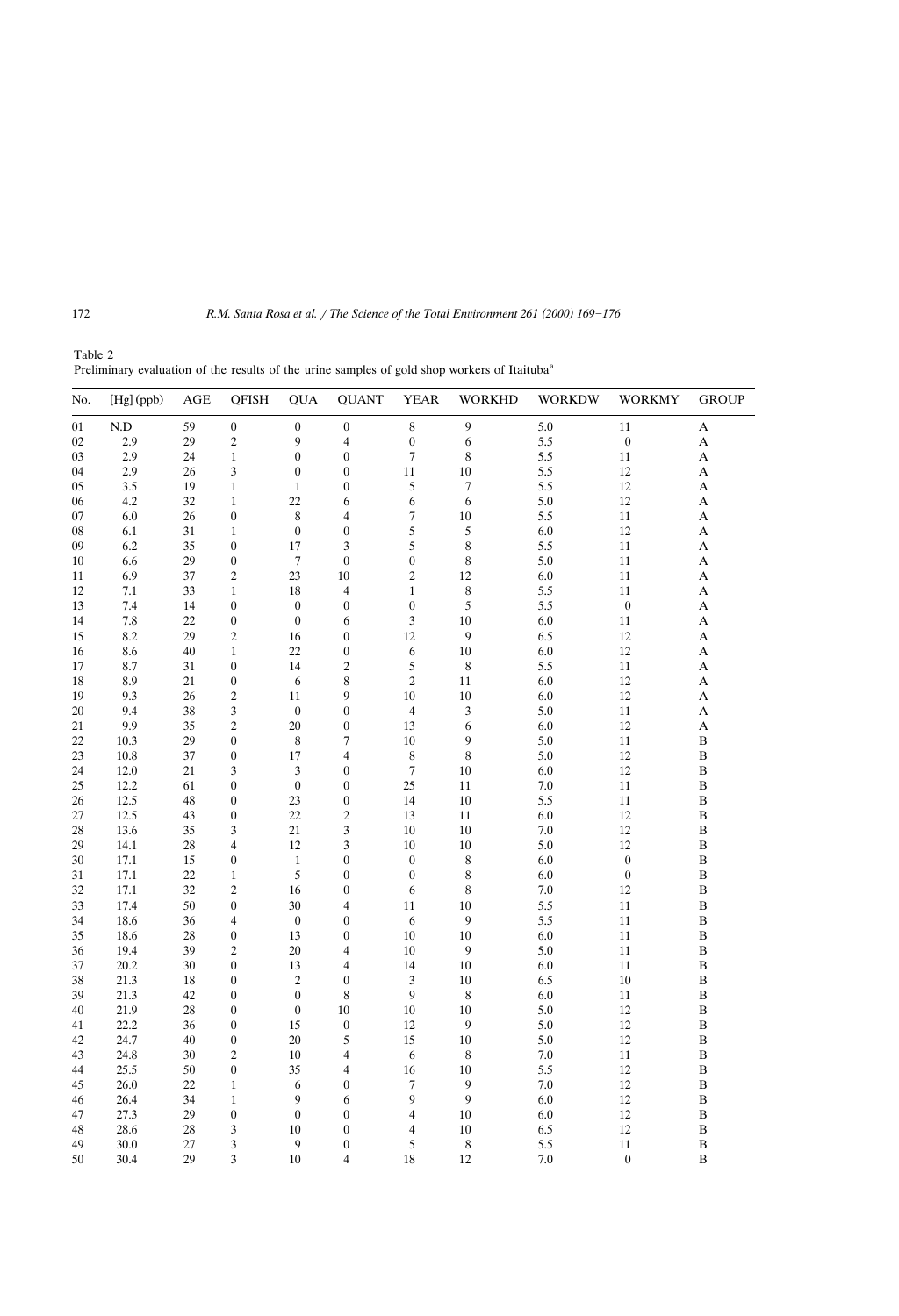Table 2
Preliminary evaluation of the results of the urine samples of gold shop workers of Itaituba[a]

| No. | [Hg] (ppb) | AGE | QFISH | QUA | QUANT | YEAR | WORKHD | WORKDW | WORKMY | GROUP |
|---|---|---|---|---|---|---|---|---|---|---|
| 01 | N.D | 59 | 0 | 0 | 0 | 8 | 9 | 5.0 | 11 | A |
| 02 | 2.9 | 29 | 2 | 9 | 4 | 0 | 6 | 5.5 | 0 | A |
| 03 | 2.9 | 24 | 1 | 0 | 0 | 7 | 8 | 5.5 | 11 | A |
| 04 | 2.9 | 26 | 3 | 0 | 0 | 11 | 10 | 5.5 | 12 | A |
| 05 | 3.5 | 19 | 1 | 1 | 0 | 5 | 7 | 5.5 | 12 | A |
| 06 | 4.2 | 32 | 1 | 22 | 6 | 6 | 6 | 5.0 | 12 | A |
| 07 | 6.0 | 26 | 0 | 8 | 4 | 7 | 10 | 5.5 | 11 | A |
| 08 | 6.1 | 31 | 1 | 0 | 0 | 5 | 5 | 6.0 | 12 | A |
| 09 | 6.2 | 35 | 0 | 17 | 3 | 5 | 8 | 5.5 | 11 | A |
| 10 | 6.6 | 29 | 0 | 7 | 0 | 0 | 8 | 5.0 | 11 | A |
| 11 | 6.9 | 37 | 2 | 23 | 10 | 2 | 12 | 6.0 | 11 | A |
| 12 | 7.1 | 33 | 1 | 18 | 4 | 1 | 8 | 5.5 | 11 | A |
| 13 | 7.4 | 14 | 0 | 0 | 0 | 0 | 5 | 5.5 | 0 | A |
| 14 | 7.8 | 22 | 0 | 0 | 6 | 3 | 10 | 6.0 | 11 | A |
| 15 | 8.2 | 29 | 2 | 16 | 0 | 12 | 9 | 6.5 | 12 | A |
| 16 | 8.6 | 40 | 1 | 22 | 0 | 6 | 10 | 6.0 | 12 | A |
| 17 | 8.7 | 31 | 0 | 14 | 2 | 5 | 8 | 5.5 | 11 | A |
| 18 | 8.9 | 21 | 0 | 6 | 8 | 2 | 11 | 6.0 | 12 | A |
| 19 | 9.3 | 26 | 2 | 11 | 9 | 10 | 10 | 6.0 | 12 | A |
| 20 | 9.4 | 38 | 3 | 0 | 0 | 4 | 3 | 5.0 | 11 | A |
| 21 | 9.9 | 35 | 2 | 20 | 0 | 13 | 6 | 6.0 | 12 | A |
| 22 | 10.3 | 29 | 0 | 8 | 7 | 10 | 9 | 5.0 | 11 | B |
| 23 | 10.8 | 37 | 0 | 17 | 4 | 8 | 8 | 5.0 | 12 | B |
| 24 | 12.0 | 21 | 3 | 3 | 0 | 7 | 10 | 6.0 | 12 | B |
| 25 | 12.2 | 61 | 0 | 0 | 0 | 25 | 11 | 7.0 | 11 | B |
| 26 | 12.5 | 48 | 0 | 23 | 0 | 14 | 10 | 5.5 | 11 | B |
| 27 | 12.5 | 43 | 0 | 22 | 2 | 13 | 11 | 6.0 | 12 | B |
| 28 | 13.6 | 35 | 3 | 21 | 3 | 10 | 10 | 7.0 | 12 | B |
| 29 | 14.1 | 28 | 4 | 12 | 3 | 10 | 10 | 5.0 | 12 | B |
| 30 | 17.1 | 15 | 0 | 1 | 0 | 0 | 8 | 6.0 | 0 | B |
| 31 | 17.1 | 22 | 1 | 5 | 0 | 0 | 8 | 6.0 | 0 | B |
| 32 | 17.1 | 32 | 2 | 16 | 0 | 6 | 8 | 7.0 | 12 | B |
| 33 | 17.4 | 50 | 0 | 30 | 4 | 11 | 10 | 5.5 | 11 | B |
| 34 | 18.6 | 36 | 4 | 0 | 0 | 6 | 9 | 5.5 | 11 | B |
| 35 | 18.6 | 28 | 0 | 13 | 0 | 10 | 10 | 6.0 | 11 | B |
| 36 | 19.4 | 39 | 2 | 20 | 4 | 10 | 9 | 5.0 | 11 | B |
| 37 | 20.2 | 30 | 0 | 13 | 4 | 14 | 10 | 6.0 | 11 | B |
| 38 | 21.3 | 18 | 0 | 2 | 0 | 3 | 10 | 6.5 | 10 | B |
| 39 | 21.3 | 42 | 0 | 0 | 8 | 9 | 8 | 6.0 | 11 | B |
| 40 | 21.9 | 28 | 0 | 0 | 10 | 10 | 10 | 5.0 | 12 | B |
| 41 | 22.2 | 36 | 0 | 15 | 0 | 12 | 9 | 5.0 | 12 | B |
| 42 | 24.7 | 40 | 0 | 20 | 5 | 15 | 10 | 5.0 | 12 | B |
| 43 | 24.8 | 30 | 2 | 10 | 4 | 6 | 8 | 7.0 | 11 | B |
| 44 | 25.5 | 50 | 0 | 35 | 4 | 16 | 10 | 5.5 | 12 | B |
| 45 | 26.0 | 22 | 1 | 6 | 0 | 7 | 9 | 7.0 | 12 | B |
| 46 | 26.4 | 34 | 1 | 9 | 6 | 9 | 9 | 6.0 | 12 | B |
| 47 | 27.3 | 29 | 0 | 0 | 0 | 4 | 10 | 6.0 | 12 | B |
| 48 | 28.6 | 28 | 3 | 10 | 0 | 4 | 10 | 6.5 | 12 | B |
| 49 | 30.0 | 27 | 3 | 9 | 0 | 5 | 8 | 5.5 | 11 | B |
| 50 | 30.4 | 29 | 3 | 10 | 4 | 18 | 12 | 7.0 | 0 | B |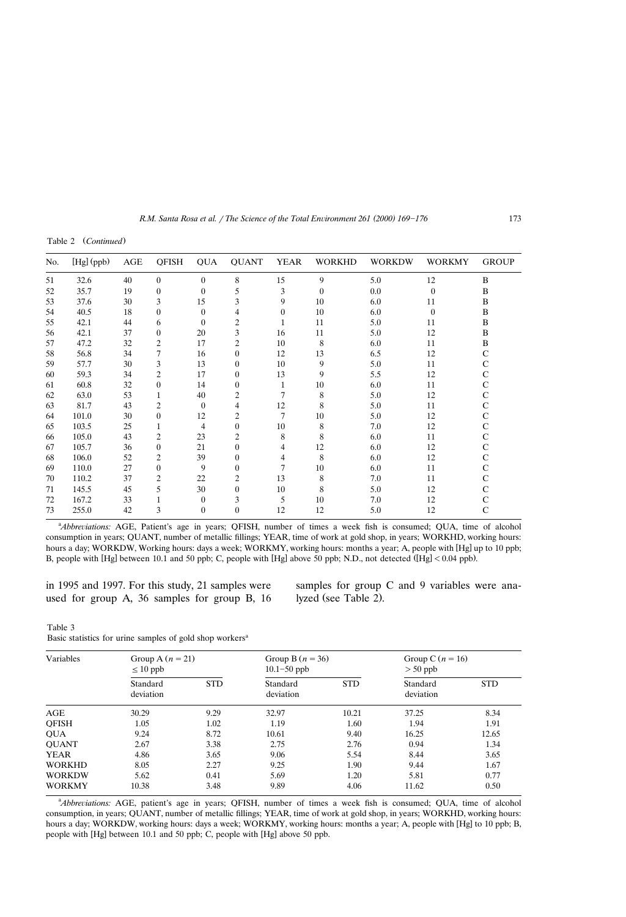Table 2 (*Continued*)

| No. | [Hg] (ppb) | AGE | QFISH | QUA | QUANT | YEAR | WORKHD | WORKDW | WORKMY | GROUP |
|---|---|---|---|---|---|---|---|---|---|---|
| 51 | 32.6 | 40 | 0 | 0 | 8 | 15 | 9 | 5.0 | 12 | B |
| 52 | 35.7 | 19 | 0 | 0 | 5 | 3 | 0 | 0.0 | 0 | B |
| 53 | 37.6 | 30 | 3 | 15 | 3 | 9 | 10 | 6.0 | 11 | B |
| 54 | 40.5 | 18 | 0 | 0 | 4 | 0 | 10 | 6.0 | 0 | B |
| 55 | 42.1 | 44 | 6 | 0 | 2 | 1 | 11 | 5.0 | 11 | B |
| 56 | 42.1 | 37 | 0 | 20 | 3 | 16 | 11 | 5.0 | 12 | B |
| 57 | 47.2 | 32 | 2 | 17 | 2 | 10 | 8 | 6.0 | 11 | B |
| 58 | 56.8 | 34 | 7 | 16 | 0 | 12 | 13 | 6.5 | 12 | C |
| 59 | 57.7 | 30 | 3 | 13 | 0 | 10 | 9 | 5.0 | 11 | C |
| 60 | 59.3 | 34 | 2 | 17 | 0 | 13 | 9 | 5.5 | 12 | C |
| 61 | 60.8 | 32 | 0 | 14 | 0 | 1 | 10 | 6.0 | 11 | C |
| 62 | 63.0 | 53 | 1 | 40 | 2 | 7 | 8 | 5.0 | 12 | C |
| 63 | 81.7 | 43 | 2 | 0 | 4 | 12 | 8 | 5.0 | 11 | C |
| 64 | 101.0 | 30 | 0 | 12 | 2 | 7 | 10 | 5.0 | 12 | C |
| 65 | 103.5 | 25 | 1 | 4 | 0 | 10 | 8 | 7.0 | 12 | C |
| 66 | 105.0 | 43 | 2 | 23 | 2 | 8 | 8 | 6.0 | 11 | C |
| 67 | 105.7 | 36 | 0 | 21 | 0 | 4 | 12 | 6.0 | 12 | C |
| 68 | 106.0 | 52 | 2 | 39 | 0 | 4 | 8 | 6.0 | 12 | C |
| 69 | 110.0 | 27 | 0 | 9 | 0 | 7 | 10 | 6.0 | 11 | C |
| 70 | 110.2 | 37 | 2 | 22 | 2 | 13 | 8 | 7.0 | 11 | C |
| 71 | 145.5 | 45 | 5 | 30 | 0 | 10 | 8 | 5.0 | 12 | C |
| 72 | 167.2 | 33 | 1 | 0 | 3 | 5 | 10 | 7.0 | 12 | C |
| 73 | 255.0 | 42 | 3 | 0 | 0 | 12 | 12 | 5.0 | 12 | C |

[a]*Abbreviations:* AGE, Patient's age in years; QFISH, number of times a week fish is consumed; QUA, time of alcohol consumption in years; QUANT, number of metallic fillings; YEAR, time of work at gold shop, in years; WORKHD, working hours: hours a day; WORKDW, Working hours: days a week; WORKMY, working hours: months a year; A, people with [Hg] up to 10 ppb; B, people with [Hg] between 10.1 and 50 ppb; C, people with [Hg] above 50 ppb; N.D., not detected ([Hg] < 0.04 ppb).

in 1995 and 1997. For this study, 21 samples were used for group A, 36 samples for group B, 16 samples for group C and 9 variables were analyzed (see Table 2).

Table 3
Basic statistics for urine samples of gold shop workers[a]

| Variables | Group A ($n = 21$) $\leq 10$ ppb | | Group B ($n = 36$) 10.1–50 ppb | | Group C ($n = 16$) $> 50$ ppb | |
|---|---|---|---|---|---|---|
| | Standard deviation | STD | Standard deviation | STD | Standard deviation | STD |
| AGE | 30.29 | 9.29 | 32.97 | 10.21 | 37.25 | 8.34 |
| QFISH | 1.05 | 1.02 | 1.19 | 1.60 | 1.94 | 1.91 |
| QUA | 9.24 | 8.72 | 10.61 | 9.40 | 16.25 | 12.65 |
| QUANT | 2.67 | 3.38 | 2.75 | 2.76 | 0.94 | 1.34 |
| YEAR | 4.86 | 3.65 | 9.06 | 5.54 | 8.44 | 3.65 |
| WORKHD | 8.05 | 2.27 | 9.25 | 1.90 | 9.44 | 1.67 |
| WORKDW | 5.62 | 0.41 | 5.69 | 1.20 | 5.81 | 0.77 |
| WORKMY | 10.38 | 3.48 | 9.89 | 4.06 | 11.62 | 0.50 |

[a]*Abbreviations:* AGE, patient's age in years; QFISH, number of times a week fish is consumed; QUA, time of alcohol consumption, in years; QUANT, number of metallic fillings; YEAR, time of work at gold shop, in years; WORKHD, working hours: hours a day; WORKDW, working hours: days a week; WORKMY, working hours: months a year; A, people with [Hg] to 10 ppb; B, people with [Hg] between 10.1 and 50 ppb; C, people with [Hg] above 50 ppb.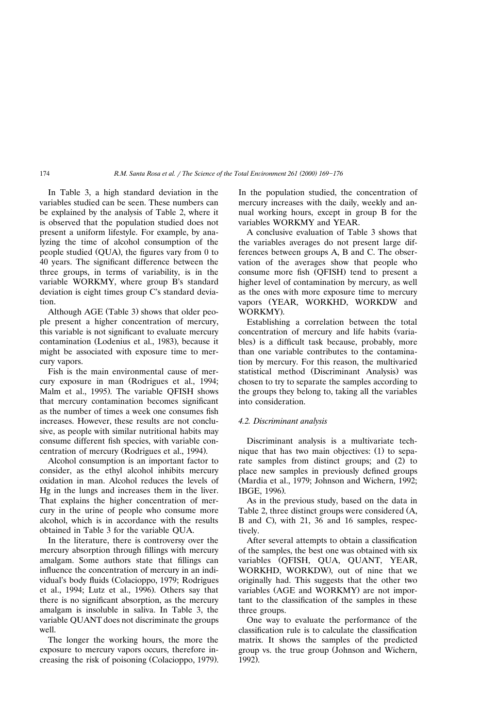In Table 3, a high standard deviation in the variables studied can be seen. These numbers can be explained by the analysis of Table 2, where it is observed that the population studied does not present a uniform lifestyle. For example, by analyzing the time of alcohol consumption of the people studied (QUA), the figures vary from 0 to 40 years. The significant difference between the three groups, in terms of variability, is in the variable WORKMY, where group B's standard deviation is eight times group C's standard deviation.

Although AGE (Table 3) shows that older people present a higher concentration of mercury, this variable is not significant to evaluate mercury contamination (Lodenius et al., 1983), because it might be associated with exposure time to mercury vapors.

Fish is the main environmental cause of mercury exposure in man (Rodrigues et al., 1994; Malm et al., 1995). The variable QFISH shows that mercury contamination becomes significant as the number of times a week one consumes fish increases. However, these results are not conclusive, as people with similar nutritional habits may consume different fish species, with variable concentration of mercury (Rodrigues et al., 1994).

Alcohol consumption is an important factor to consider, as the ethyl alcohol inhibits mercury oxidation in man. Alcohol reduces the levels of Hg in the lungs and increases them in the liver. That explains the higher concentration of mercury in the urine of people who consume more alcohol, which is in accordance with the results obtained in Table 3 for the variable QUA.

In the literature, there is controversy over the mercury absorption through fillings with mercury amalgam. Some authors state that fillings can influence the concentration of mercury in an individual's body fluids (Colacioppo, 1979; Rodrigues et al., 1994; Lutz et al., 1996). Others say that there is no significant absorption, as the mercury amalgam is insoluble in saliva. In Table 3, the variable QUANT does not discriminate the groups well.

The longer the working hours, the more the exposure to mercury vapors occurs, therefore increasing the risk of poisoning (Colacioppo, 1979). In the population studied, the concentration of mercury increases with the daily, weekly and annual working hours, except in group B for the variables WORKMY and YEAR.

A conclusive evaluation of Table 3 shows that the variables averages do not present large differences between groups A, B and C. The observation of the averages show that people who consume more fish (QFISH) tend to present a higher level of contamination by mercury, as well as the ones with more exposure time to mercury vapors (YEAR, WORKHD, WORKDW and WORKMY).

Establishing a correlation between the total concentration of mercury and life habits (variables) is a difficult task because, probably, more than one variable contributes to the contamination by mercury. For this reason, the multivaried statistical method (Discriminant Analysis) was chosen to try to separate the samples according to the groups they belong to, taking all the variables into consideration.

### 4.2. Discriminant analysis

Discriminant analysis is a multivariate technique that has two main objectives: (1) to separate samples from distinct groups; and (2) to place new samples in previously defined groups (Mardia et al., 1979; Johnson and Wichern, 1992; IBGE, 1996).

As in the previous study, based on the data in Table 2, three distinct groups were considered (A, B and C), with 21, 36 and 16 samples, respectively.

After several attempts to obtain a classification of the samples, the best one was obtained with six variables (QFISH, QUA, QUANT, YEAR, WORKHD, WORKDW), out of nine that we originally had. This suggests that the other two variables (AGE and WORKMY) are not important to the classification of the samples in these three groups.

One way to evaluate the performance of the classification rule is to calculate the classification matrix. It shows the samples of the predicted group vs. the true group (Johnson and Wichern, 1992).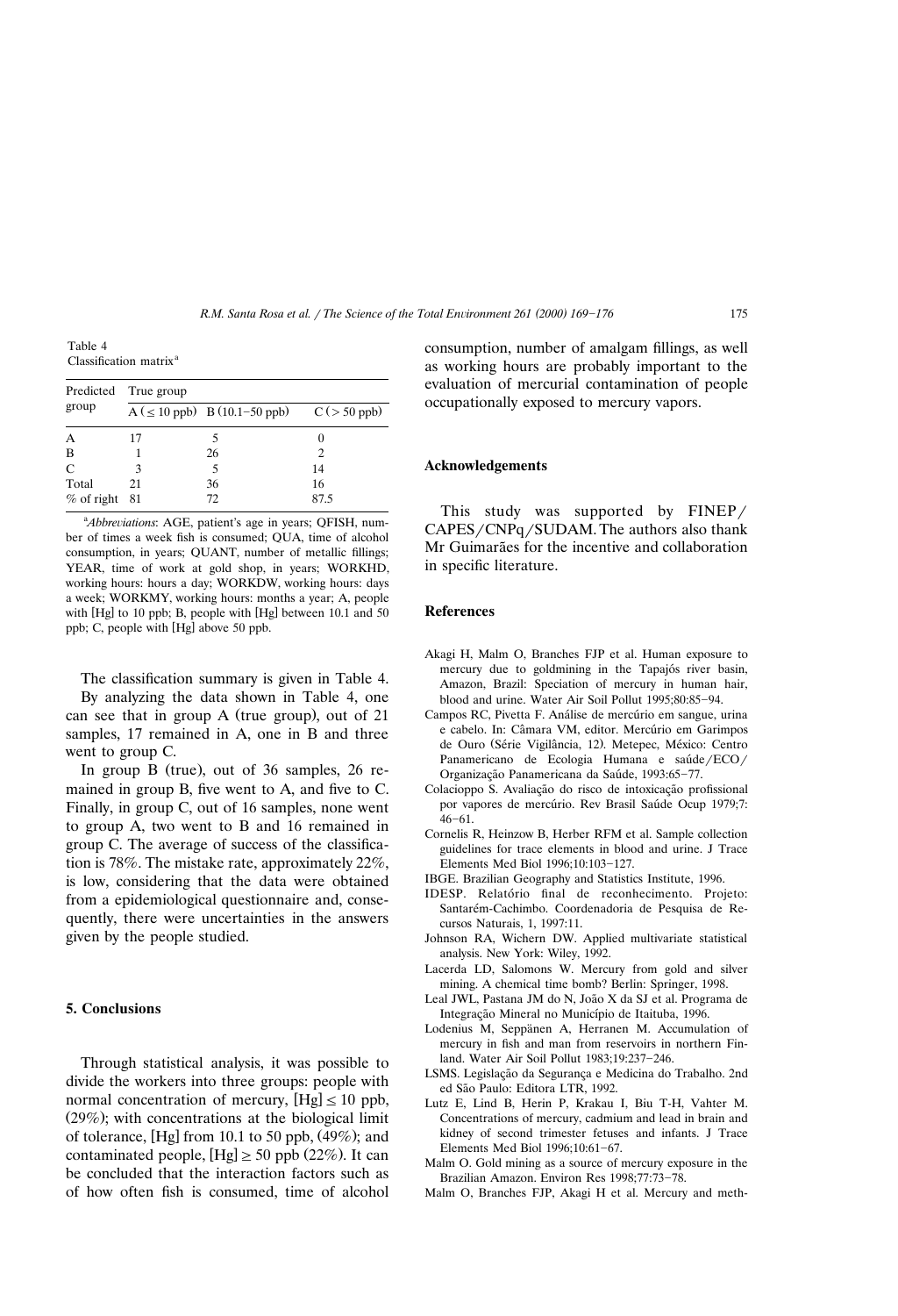Table 4
Classification matrix[a]

| Predicted group | True group | | |
|---|---|---|---|
| | A ($\leq$ 10 ppb) | B (10.1–50 ppb) | C (> 50 ppb) |
| A | 17 | 5 | 0 |
| B | 1 | 26 | 2 |
| C | 3 | 5 | 14 |
| Total | 21 | 36 | 16 |
| % of right | 81 | 72 | 87.5 |

[a]*Abbreviations*: AGE, patient's age in years; QFISH, number of times a week fish is consumed; QUA, time of alcohol consumption, in years; QUANT, number of metallic fillings; YEAR, time of work at gold shop, in years; WORKHD, working hours: hours a day; WORKDW, working hours: days a week; WORKMY, working hours: months a year; A, people with [Hg] to 10 ppb; B, people with [Hg] between 10.1 and 50 ppb; C, people with [Hg] above 50 ppb.

The classification summary is given in Table 4. By analyzing the data shown in Table 4, one can see that in group A (true group), out of 21 samples, 17 remained in A, one in B and three went to group C.

In group B (true), out of 36 samples, 26 remained in group B, five went to A, and five to C. Finally, in group C, out of 16 samples, none went to group A, two went to B and 16 remained in group C. The average of success of the classification is 78%. The mistake rate, approximately 22%, is low, considering that the data were obtained from a epidemiological questionnaire and, consequently, there were uncertainties in the answers given by the people studied.

## 5. Conclusions

Through statistical analysis, it was possible to divide the workers into three groups: people with normal concentration of mercury, [Hg] $\leq$ 10 ppb, (29%); with concentrations at the biological limit of tolerance, [Hg] from 10.1 to 50 ppb, (49%); and contaminated people, [Hg] $\geq$ 50 ppb (22%). It can be concluded that the interaction factors such as of how often fish is consumed, time of alcohol consumption, number of amalgam fillings, as well as working hours are probably important to the evaluation of mercurial contamination of people occupationally exposed to mercury vapors.

## Acknowledgements

This study was supported by FINEP/CAPES/CNPq/SUDAM. The authors also thank Mr Guimarães for the incentive and collaboration in specific literature.

## References

Akagi H, Malm O, Branches FJP et al. Human exposure to mercury due to goldmining in the Tapajós river basin, Amazon, Brazil: Speciation of mercury in human hair, blood and urine. Water Air Soil Pollut 1995;80:85–94.

Campos RC, Pivetta F. Análise de mercúrio em sangue, urina e cabelo. In: Câmara VM, editor. Mercúrio em Garimpos de Ouro (Série Vigilância, 12). Metepec, México: Centro Panamericano de Ecologia Humana e saúde/ECO/Organização Panamericana da Saúde, 1993:65–77.

Colacioppo S. Avaliação do risco de intoxicação profissional por vapores de mercúrio. Rev Brasil Saúde Ocup 1979;7:46–61.

Cornelis R, Heinzow B, Herber RFM et al. Sample collection guidelines for trace elements in blood and urine. J Trace Elements Med Biol 1996;10:103–127.

IBGE. Brazilian Geography and Statistics Institute, 1996.

IDESP. Relatório final de reconhecimento. Projeto: Santarém-Cachimbo. Coordenadoria de Pesquisa de Recursos Naturais, 1, 1997:11.

Johnson RA, Wichern DW. Applied multivariate statistical analysis. New York: Wiley, 1992.

Lacerda LD, Salomons W. Mercury from gold and silver mining. A chemical time bomb? Berlin: Springer, 1998.

Leal JWL, Pastana JM do N, João X da SJ et al. Programa de Integração Mineral no Município de Itaituba, 1996.

Lodenius M, Seppänen A, Herranen M. Accumulation of mercury in fish and man from reservoirs in northern Finland. Water Air Soil Pollut 1983;19:237–246.

LSMS. Legislação da Segurança e Medicina do Trabalho. 2nd ed São Paulo: Editora LTR, 1992.

Lutz E, Lind B, Herin P, Krakau I, Biu T-H, Vahter M. Concentrations of mercury, cadmium and lead in brain and kidney of second trimester fetuses and infants. J Trace Elements Med Biol 1996;10:61–67.

Malm O. Gold mining as a source of mercury exposure in the Brazilian Amazon. Environ Res 1998;77:73–78.

Malm O, Branches FJP, Akagi H et al. Mercury and meth-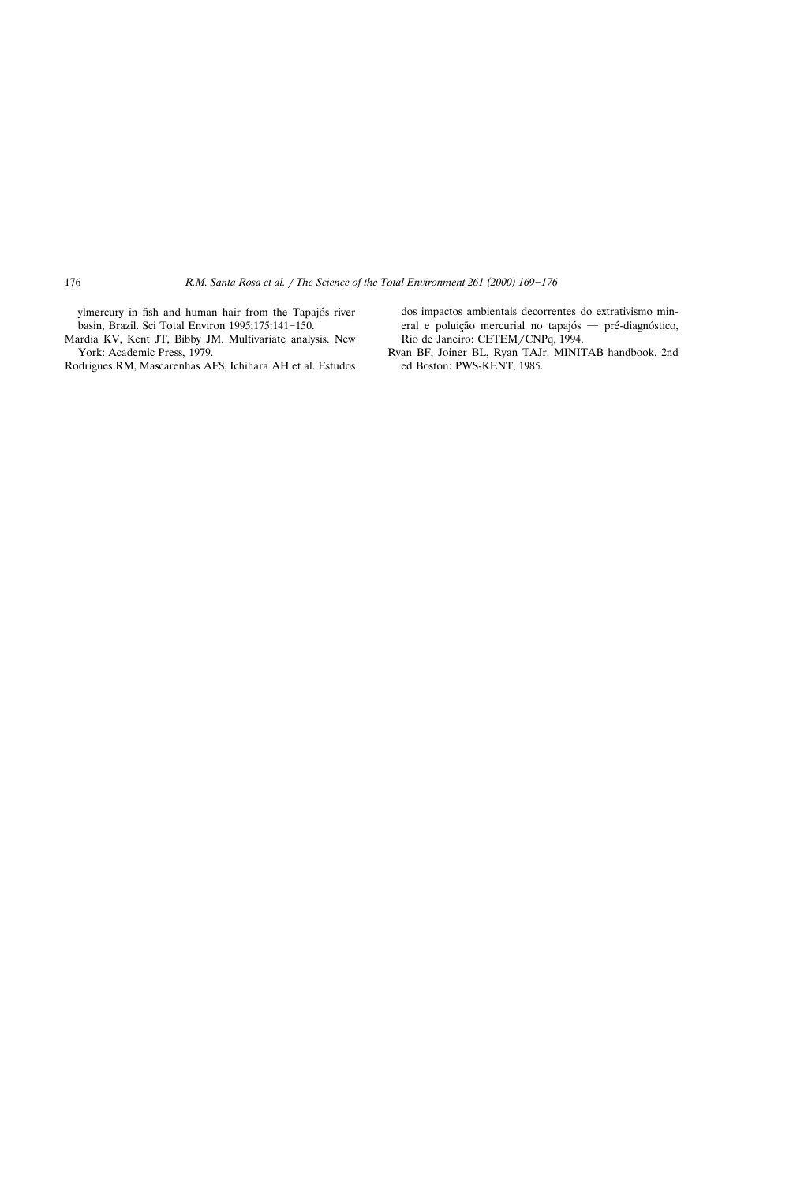ylmercury in fish and human hair from the Tapajós river basin, Brazil. Sci Total Environ 1995;175:141–150.

Mardia KV, Kent JT, Bibby JM. Multivariate analysis. New York: Academic Press, 1979.

Rodrigues RM, Mascarenhas AFS, Ichihara AH et al. Estudos dos impactos ambientais decorrentes do extrativismo mineral e poluição mercurial no tapajós — pré-diagnóstico, Rio de Janeiro: CETEM/CNPq, 1994.

Ryan BF, Joiner BL, Ryan TAJr. MINITAB handbook. 2nd ed Boston: PWS-KENT, 1985.